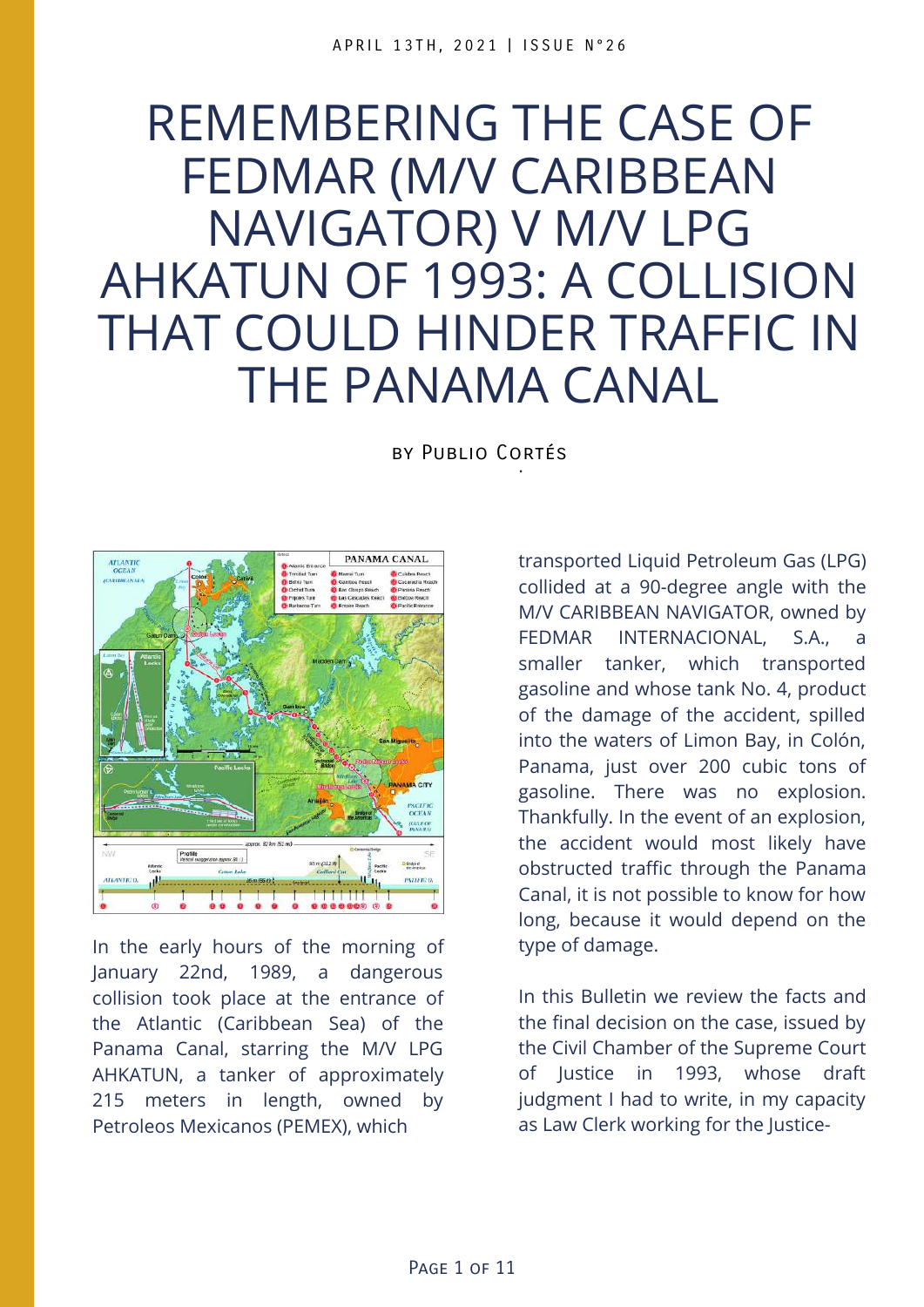# REMEMBERING THE CASE OF FEDMAR (M/V CARIBBEAN NAVIGATOR) V M/V LPG AHKATUN OF 1993: A COLLISION THAT COULD HINDER TRAFFIC IN THE PANAMA CANAL

BY PUBLIO CORTÉS

In the early hours of the morning of January 22nd, 1989, a dangerous collision took place at the entrance of the Atlantic (Caribbean Sea) of the Panama Canal, starring the M/V LPG AHKATUN, a tanker of approximately 215 meters in length, owned by Petroleos Mexicanos (PEMEX), which transported Liquid Petroleum Gas (LPG) collided at a 90-degree angle with the M/V CARIBBEAN NAVIGATOR, owned by FEDMAR INTERNACIONAL, S.A., a smaller tanker, which transported gasoline and whose tank No. 4, product of the damage of the accident, spilled into the waters of Limon Bay, in Colón, Panama, just over 200 cubic tons of gasoline. There was no explosion. Thankfully. In the event of an explosion, the accident would most likely have obstructed traffic through the Panama Canal, it is not possible to know for how long, because it would depend on the type of damage.

In this Bulletin we review the facts and the final decision on the case, issued by the Civil Chamber of the Supreme Court of Justice in 1993, whose draft judgment I had to write, in my capacity as Law Clerk working for the Justice-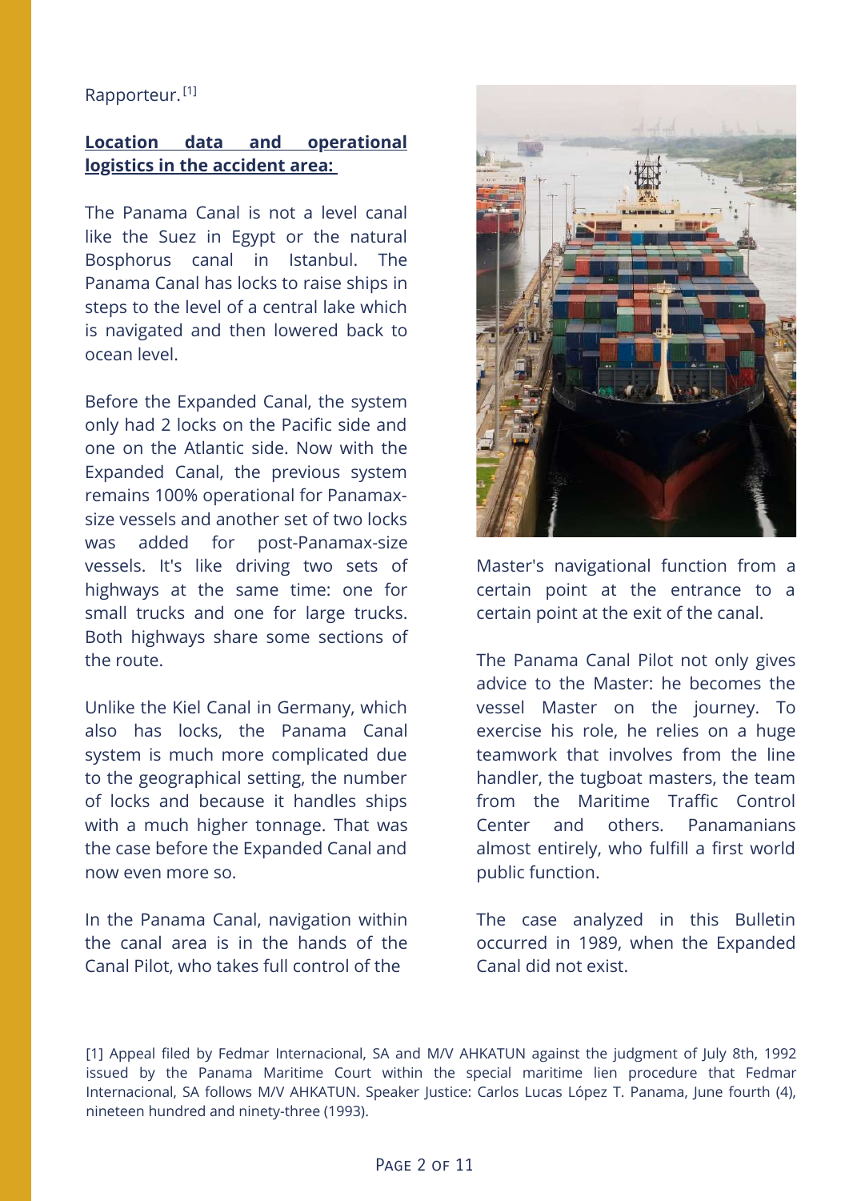Rapporteur.[1]

**Location data and operational logistics in the accident area:**

The Panama Canal is not a level canal like the Suez in Egypt or the natural Bosphorus canal in Istanbul. The Panama Canal has locks to raise ships in steps to the level of a central lake which is navigated and then lowered back to ocean level.

Before the Expanded Canal, the system only had 2 locks on the Pacific side and one on the Atlantic side. Now with the Expanded Canal, the previous system remains 100% operational for Panamax-size vessels and another set of two locks was added for post-Panamax-size vessels. It's like driving two sets of highways at the same time: one for small trucks and one for large trucks. Both highways share some sections of the route.

Unlike the Kiel Canal in Germany, which also has locks, the Panama Canal system is much more complicated due to the geographical setting, the number of locks and because it handles ships with a much higher tonnage. That was the case before the Expanded Canal and now even more so.

In the Panama Canal, navigation within the canal area is in the hands of the Canal Pilot, who takes full control of the Master's navigational function from a certain point at the entrance to a certain point at the exit of the canal.

The Panama Canal Pilot not only gives advice to the Master: he becomes the vessel Master on the journey. To exercise his role, he relies on a huge teamwork that involves from the line handler, the tugboat masters, the team from the Maritime Traffic Control Center and others. Panamanians almost entirely, who fulfill a first world public function.

The case analyzed in this Bulletin occurred in 1989, when the Expanded Canal did not exist.

[1] Appeal filed by Fedmar Internacional, SA and M/V AHKATUN against the judgment of July 8th, 1992 issued by the Panama Maritime Court within the special maritime lien procedure that Fedmar Internacional, SA follows M/V AHKATUN. Speaker Justice: Carlos Lucas López T. Panama, June fourth (4), nineteen hundred and ninety-three (1993).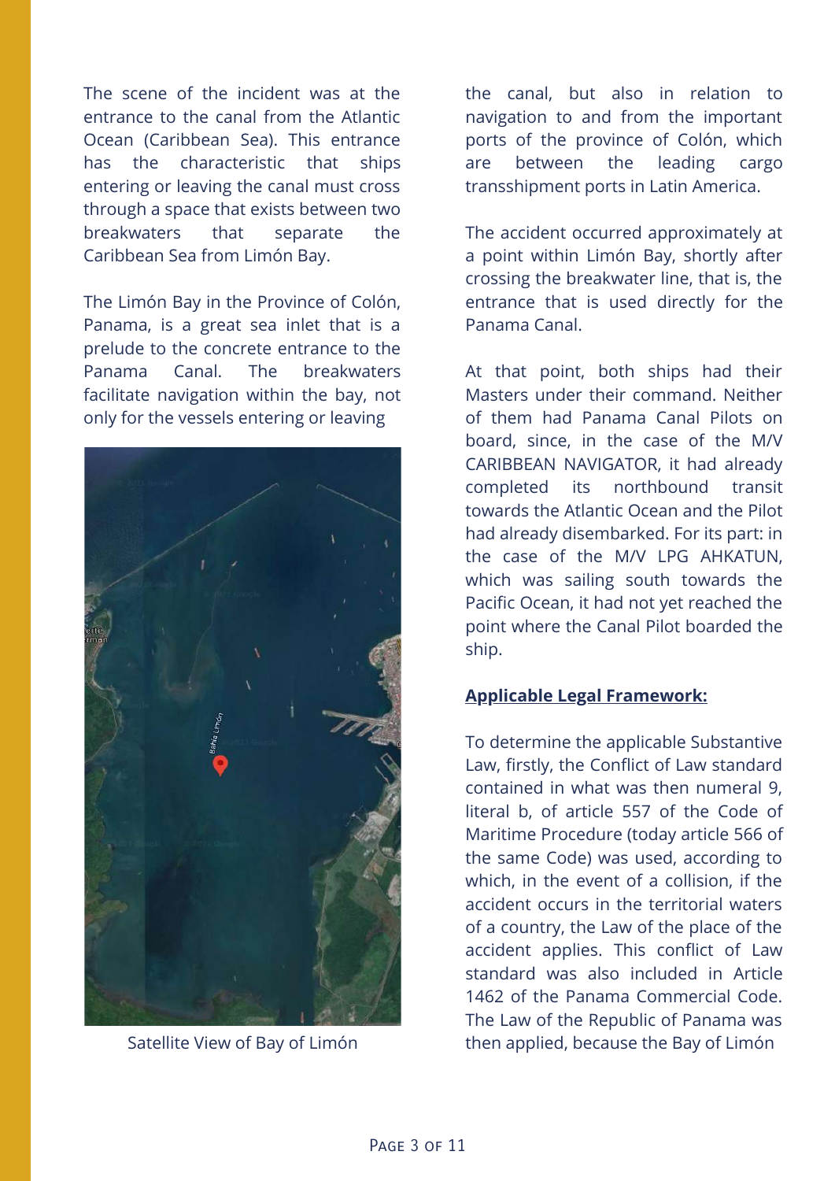The scene of the incident was at the entrance to the canal from the Atlantic Ocean (Caribbean Sea). This entrance has the characteristic that ships entering or leaving the canal must cross through a space that exists between two breakwaters that separate the Caribbean Sea from Limón Bay.

The Limón Bay in the Province of Colón, Panama, is a great sea inlet that is a prelude to the concrete entrance to the Panama Canal. The breakwaters facilitate navigation within the bay, not only for the vessels entering or leaving the canal, but also in relation to navigation to and from the important ports of the province of Colón, which are between the leading cargo transshipment ports in Latin America.

Satellite View of Bay of Limón

The accident occurred approximately at a point within Limón Bay, shortly after crossing the breakwater line, that is, the entrance that is used directly for the Panama Canal.

At that point, both ships had their Masters under their command. Neither of them had Panama Canal Pilots on board, since, in the case of the M/V CARIBBEAN NAVIGATOR, it had already completed its northbound transit towards the Atlantic Ocean and the Pilot had already disembarked. For its part: in the case of the M/V LPG AHKATUN, which was sailing south towards the Pacific Ocean, it had not yet reached the point where the Canal Pilot boarded the ship.

**Applicable Legal Framework:**

To determine the applicable Substantive Law, firstly, the Conflict of Law standard contained in what was then numeral 9, literal b, of article 557 of the Code of Maritime Procedure (today article 566 of the same Code) was used, according to which, in the event of a collision, if the accident occurs in the territorial waters of a country, the Law of the place of the accident applies. This conflict of Law standard was also included in Article 1462 of the Panama Commercial Code. The Law of the Republic of Panama was then applied, because the Bay of Limón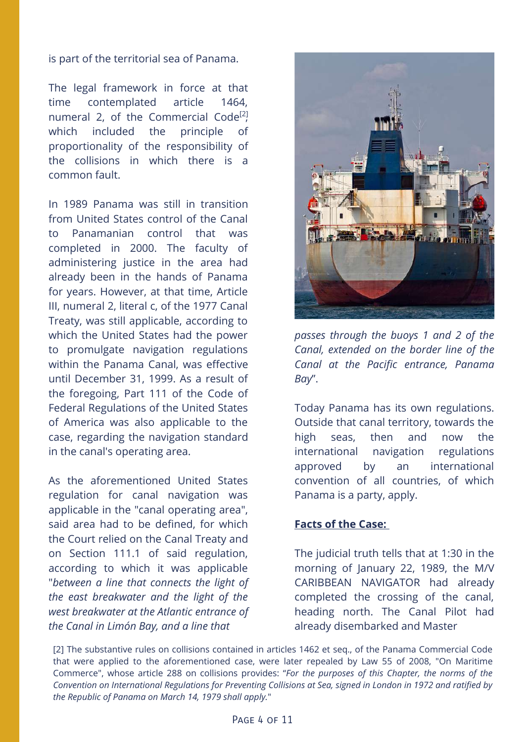is part of the territorial sea of Panama.

The legal framework in force at that time contemplated article 1464, numeral 2, of the Commercial Code[2], which included the principle of proportionality of the responsibility of the collisions in which there is a common fault.

In 1989 Panama was still in transition from United States control of the Canal to Panamanian control that was completed in 2000. The faculty of administering justice in the area had already been in the hands of Panama for years. However, at that time, Article III, numeral 2, literal c, of the 1977 Canal Treaty, was still applicable, according to which the United States had the power to promulgate navigation regulations within the Panama Canal, was effective until December 31, 1999. As a result of the foregoing, Part 111 of the Code of Federal Regulations of the United States of America was also applicable to the case, regarding the navigation standard in the canal's operating area.

As the aforementioned United States regulation for canal navigation was applicable in the "canal operating area", said area had to be defined, for which the Court relied on the Canal Treaty and on Section 111.1 of said regulation, according to which it was applicable "*between a line that connects the light of the east breakwater and the light of the west breakwater at the Atlantic entrance of the Canal in Limón Bay, and a line that passes through the buoys 1 and 2 of the Canal, extended on the border line of the Canal at the Pacific entrance, Panama Bay*".

Today Panama has its own regulations. Outside that canal territory, towards the high seas, then and now the international navigation regulations approved by an international convention of all countries, of which Panama is a party, apply.

**Facts of the Case:**

The judicial truth tells that at 1:30 in the morning of January 22, 1989, the M/V CARIBBEAN NAVIGATOR had already completed the crossing of the canal, heading north. The Canal Pilot had already disembarked and Master

[2] The substantive rules on collisions contained in articles 1462 et seq., of the Panama Commercial Code that were applied to the aforementioned case, were later repealed by Law 55 of 2008, "On Maritime Commerce", whose article 288 on collisions provides: "*For the purposes of this Chapter, the norms of the Convention on International Regulations for Preventing Collisions at Sea, signed in London in 1972 and ratified by the Republic of Panama on March 14, 1979 shall apply.*"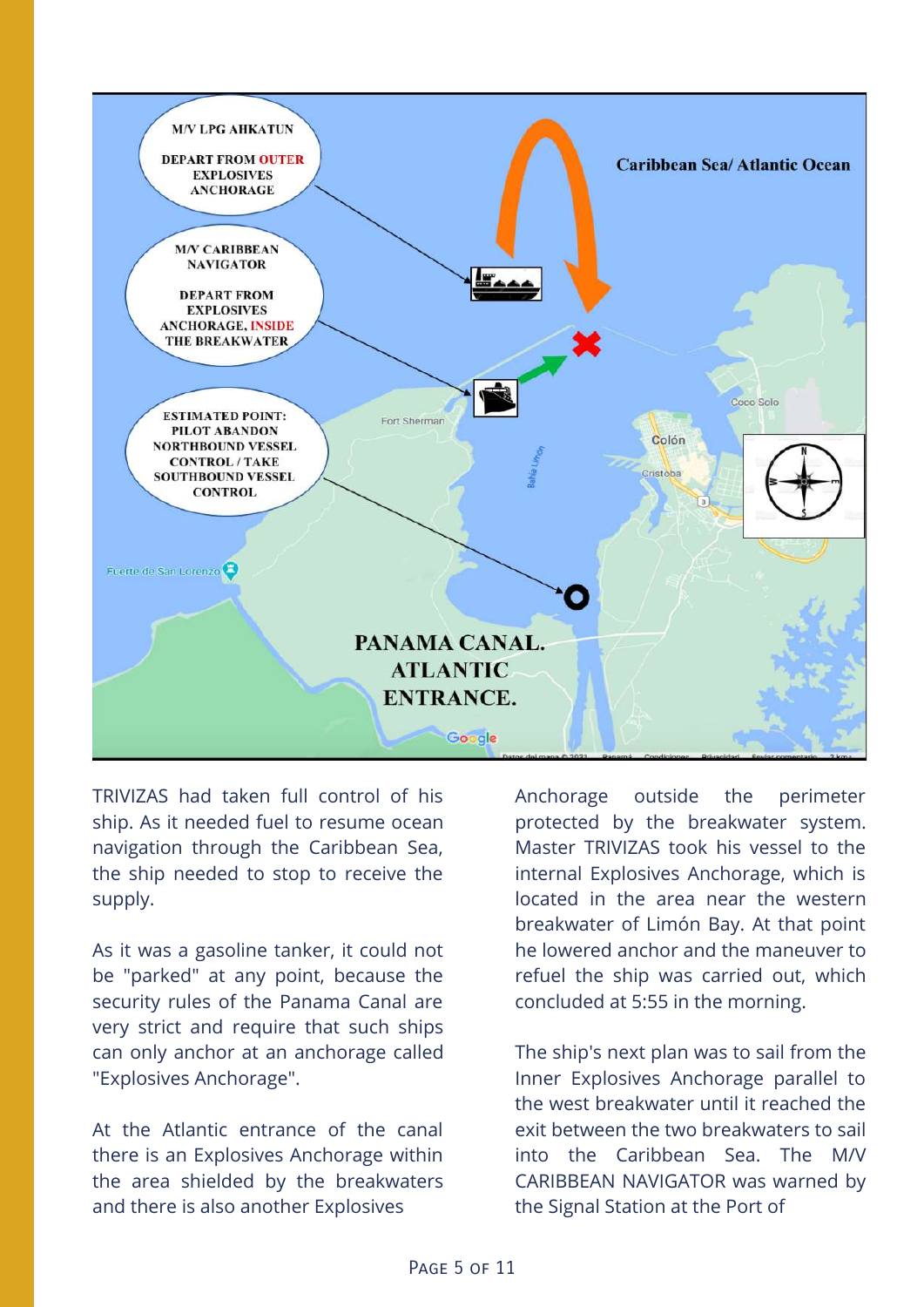M/V LPG AHKATUN

DEPART FROM OUTER EXPLOSIVES ANCHORAGE

M/V CARIBBEAN NAVIGATOR

DEPART FROM EXPLOSIVES ANCHORAGE, INSIDE THE BREAKWATER

ESTIMATED POINT: PILOT ABANDON NORTHBOUND VESSEL CONTROL / TAKE SOUTHBOUND VESSEL CONTROL

Caribbean Sea/ Atlantic Ocean

Fort Sherman

Coco Solo

Colón

Cristobal

Bahía Limón

Fuerte de San Lorenzo

PANAMA CANAL. ATLANTIC ENTRANCE.

Google

TRIVIZAS had taken full control of his ship. As it needed fuel to resume ocean navigation through the Caribbean Sea, the ship needed to stop to receive the supply.

As it was a gasoline tanker, it could not be "parked" at any point, because the security rules of the Panama Canal are very strict and require that such ships can only anchor at an anchorage called "Explosives Anchorage".

At the Atlantic entrance of the canal there is an Explosives Anchorage within the area shielded by the breakwaters and there is also another Explosives Anchorage outside the perimeter protected by the breakwater system. Master TRIVIZAS took his vessel to the internal Explosives Anchorage, which is located in the area near the western breakwater of Limón Bay. At that point he lowered anchor and the maneuver to refuel the ship was carried out, which concluded at 5:55 in the morning.

The ship's next plan was to sail from the Inner Explosives Anchorage parallel to the west breakwater until it reached the exit between the two breakwaters to sail into the Caribbean Sea. The M/V CARIBBEAN NAVIGATOR was warned by the Signal Station at the Port of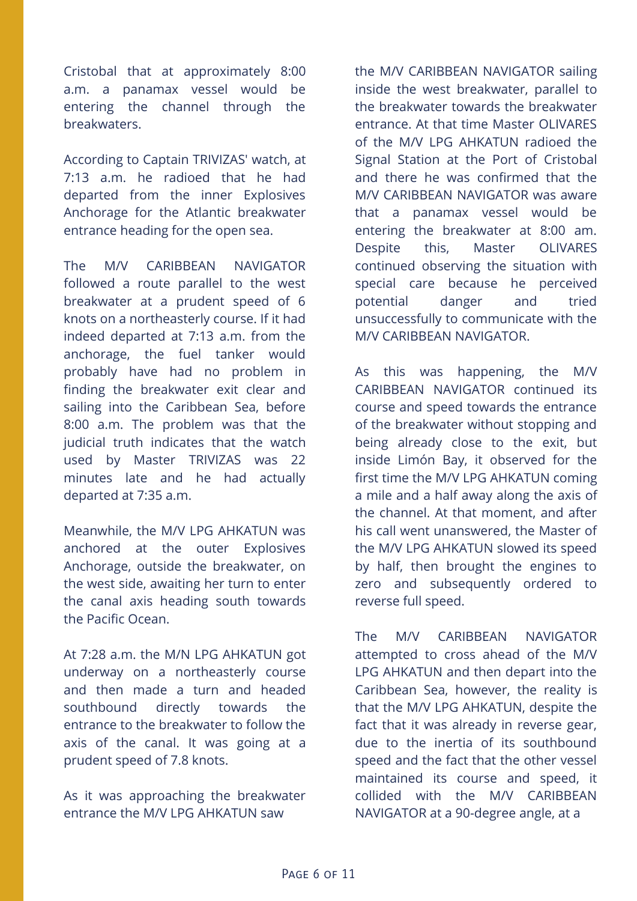Cristobal that at approximately 8:00 a.m. a panamax vessel would be entering the channel through the breakwaters.

According to Captain TRIVIZAS' watch, at 7:13 a.m. he radioed that he had departed from the inner Explosives Anchorage for the Atlantic breakwater entrance heading for the open sea.

The M/V CARIBBEAN NAVIGATOR followed a route parallel to the west breakwater at a prudent speed of 6 knots on a northeasterly course. If it had indeed departed at 7:13 a.m. from the anchorage, the fuel tanker would probably have had no problem in finding the breakwater exit clear and sailing into the Caribbean Sea, before 8:00 a.m. The problem was that the judicial truth indicates that the watch used by Master TRIVIZAS was 22 minutes late and he had actually departed at 7:35 a.m.

Meanwhile, the M/V LPG AHKATUN was anchored at the outer Explosives Anchorage, outside the breakwater, on the west side, awaiting her turn to enter the canal axis heading south towards the Pacific Ocean.

At 7:28 a.m. the M/N LPG AHKATUN got underway on a northeasterly course and then made a turn and headed southbound directly towards the entrance to the breakwater to follow the axis of the canal. It was going at a prudent speed of 7.8 knots.

As it was approaching the breakwater entrance the M/V LPG AHKATUN saw the M/V CARIBBEAN NAVIGATOR sailing inside the west breakwater, parallel to the breakwater towards the breakwater entrance. At that time Master OLIVARES of the M/V LPG AHKATUN radioed the Signal Station at the Port of Cristobal and there he was confirmed that the M/V CARIBBEAN NAVIGATOR was aware that a panamax vessel would be entering the breakwater at 8:00 am. Despite this, Master OLIVARES continued observing the situation with special care because he perceived potential danger and tried unsuccessfully to communicate with the M/V CARIBBEAN NAVIGATOR.

As this was happening, the M/V CARIBBEAN NAVIGATOR continued its course and speed towards the entrance of the breakwater without stopping and being already close to the exit, but inside Limón Bay, it observed for the first time the M/V LPG AHKATUN coming a mile and a half away along the axis of the channel. At that moment, and after his call went unanswered, the Master of the M/V LPG AHKATUN slowed its speed by half, then brought the engines to zero and subsequently ordered to reverse full speed.

The M/V CARIBBEAN NAVIGATOR attempted to cross ahead of the M/V LPG AHKATUN and then depart into the Caribbean Sea, however, the reality is that the M/V LPG AHKATUN, despite the fact that it was already in reverse gear, due to the inertia of its southbound speed and the fact that the other vessel maintained its course and speed, it collided with the M/V CARIBBEAN NAVIGATOR at a 90-degree angle, at a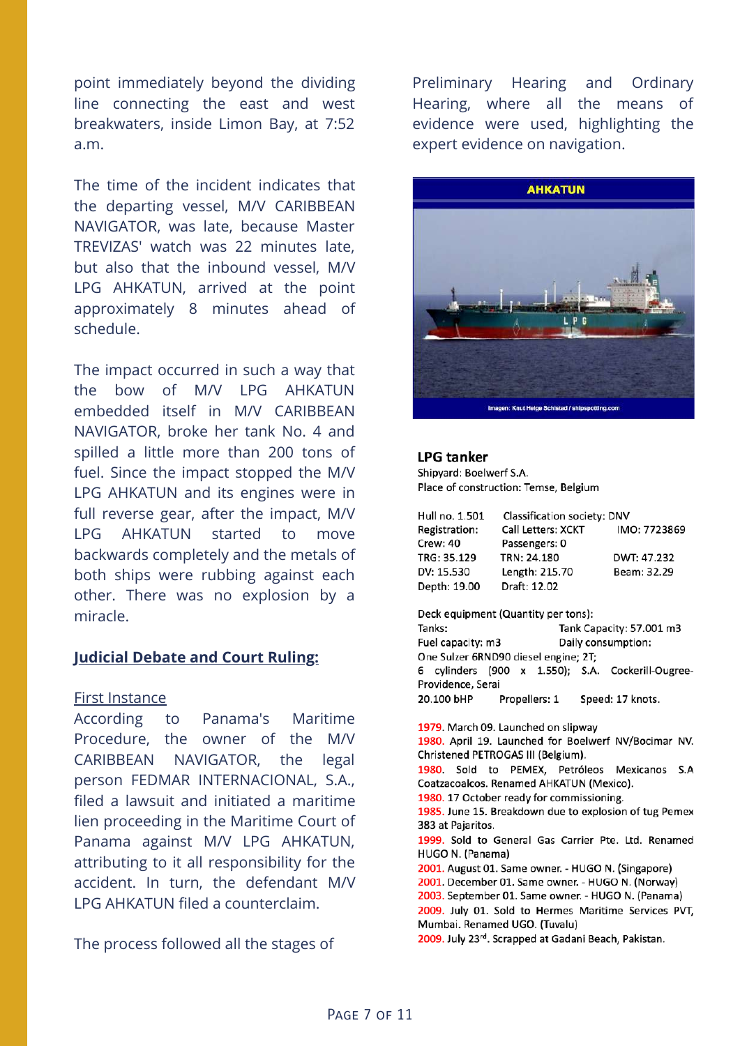point immediately beyond the dividing line connecting the east and west breakwaters, inside Limon Bay, at 7:52 a.m.

The time of the incident indicates that the departing vessel, M/V CARIBBEAN NAVIGATOR, was late, because Master TREVIZAS' watch was 22 minutes late, but also that the inbound vessel, M/V LPG AHKATUN, arrived at the point approximately 8 minutes ahead of schedule.

The impact occurred in such a way that the bow of M/V LPG AHKATUN embedded itself in M/V CARIBBEAN NAVIGATOR, broke her tank No. 4 and spilled a little more than 200 tons of fuel. Since the impact stopped the M/V LPG AHKATUN and its engines were in full reverse gear, after the impact, M/V LPG AHKATUN started to move backwards completely and the metals of both ships were rubbing against each other. There was no explosion by a miracle.

## Judicial Debate and Court Ruling:

### First Instance

According to Panama's Maritime Procedure, the owner of the M/V CARIBBEAN NAVIGATOR, the legal person FEDMAR INTERNACIONAL, S.A., filed a lawsuit and initiated a maritime lien proceeding in the Maritime Court of Panama against M/V LPG AHKATUN, attributing to it all responsibility for the accident. In turn, the defendant M/V LPG AHKATUN filed a counterclaim.

The process followed all the stages of Preliminary Hearing and Ordinary Hearing, where all the means of evidence were used, highlighting the expert evidence on navigation.

**AHKATUN**

Imagen: Knut Helge Schistad / shipspotting.com

**LPG tanker**

Shipyard: Boelwerf S.A.
Place of construction: Temse, Belgium

| | | |
|---|---|---|
| Hull no. 1.501 | Classification society: DNV | |
| Registration: | Call Letters: XCKT | IMO: 7723869 |
| Crew: 40 | Passengers: 0 | |
| TRG: 35.129 | TRN: 24.180 | DWT: 47.232 |
| DV: 15.530 | Length: 215.70 | Beam: 32.29 |
| Depth: 19.00 | Draft: 12.02 | |

Deck equipment (Quantity per tons):
Tanks: Tank Capacity: 57.001 m3
Fuel capacity: m3 Daily consumption:
One Sulzer 6RND90 diesel engine; 2T;
6 cylinders (900 x 1.550); S.A. Cockerill-Ougree-Providence, Serai
20.100 bHP Propellers: 1 Speed: 17 knots.

1979. March 09. Launched on slipway
1980. April 19. Launched for Boelwerf NV/Bocimar NV. Christened PETROGAS III (Belgium).
1980. Sold to PEMEX, Petróleos Mexicanos S.A Coatzacoalcos. Renamed AHKATUN (Mexico).
1980. 17 October ready for commissioning.
1985. June 15. Breakdown due to explosion of tug Pemex 383 at Pajaritos.
1999. Sold to General Gas Carrier Pte. Ltd. Renamed HUGO N. (Panama)
2001. August 01. Same owner. - HUGO N. (Singapore)
2001. December 01. Same owner. - HUGO N. (Norway)
2003. September 01. Same owner. - HUGO N. (Panama)
2009. July 01. Sold to Hermes Maritime Services PVT, Mumbai. Renamed UGO. (Tuvalu)
2009. July 23rd. Scrapped at Gadani Beach, Pakistan.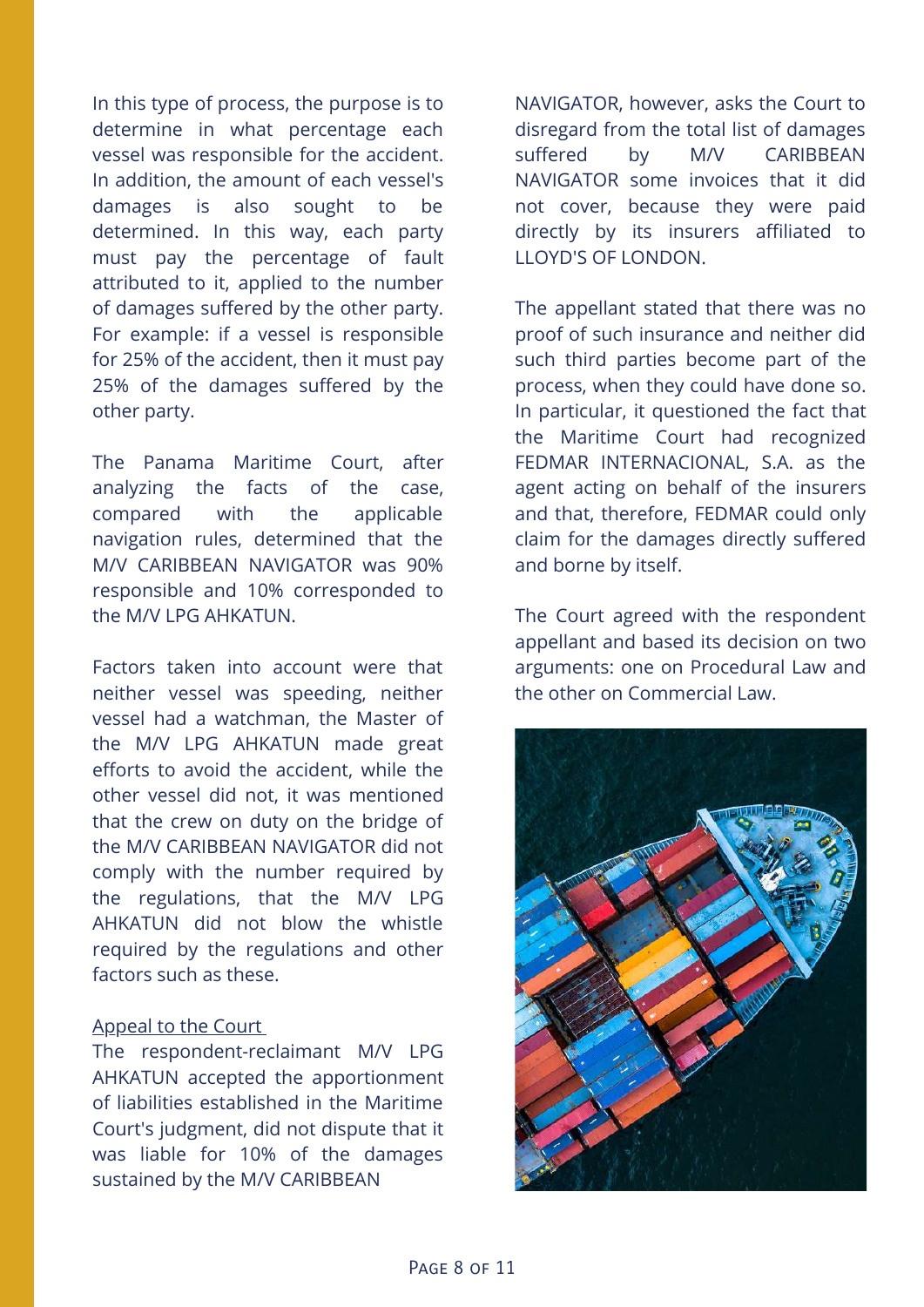In this type of process, the purpose is to determine in what percentage each vessel was responsible for the accident. In addition, the amount of each vessel's damages is also sought to be determined. In this way, each party must pay the percentage of fault attributed to it, applied to the number of damages suffered by the other party. For example: if a vessel is responsible for 25% of the accident, then it must pay 25% of the damages suffered by the other party.

The Panama Maritime Court, after analyzing the facts of the case, compared with the applicable navigation rules, determined that the M/V CARIBBEAN NAVIGATOR was 90% responsible and 10% corresponded to the M/V LPG AHKATUN.

Factors taken into account were that neither vessel was speeding, neither vessel had a watchman, the Master of the M/V LPG AHKATUN made great efforts to avoid the accident, while the other vessel did not, it was mentioned that the crew on duty on the bridge of the M/V CARIBBEAN NAVIGATOR did not comply with the number required by the regulations, that the M/V LPG AHKATUN did not blow the whistle required by the regulations and other factors such as these.

<u>Appeal to the Court</u>

The respondent-reclaimant M/V LPG AHKATUN accepted the apportionment of liabilities established in the Maritime Court's judgment, did not dispute that it was liable for 10% of the damages sustained by the M/V CARIBBEAN NAVIGATOR, however, asks the Court to disregard from the total list of damages suffered by M/V CARIBBEAN NAVIGATOR some invoices that it did not cover, because they were paid directly by its insurers affiliated to LLOYD'S OF LONDON.

The appellant stated that there was no proof of such insurance and neither did such third parties become part of the process, when they could have done so. In particular, it questioned the fact that the Maritime Court had recognized FEDMAR INTERNACIONAL, S.A. as the agent acting on behalf of the insurers and that, therefore, FEDMAR could only claim for the damages directly suffered and borne by itself.

The Court agreed with the respondent appellant and based its decision on two arguments: one on Procedural Law and the other on Commercial Law.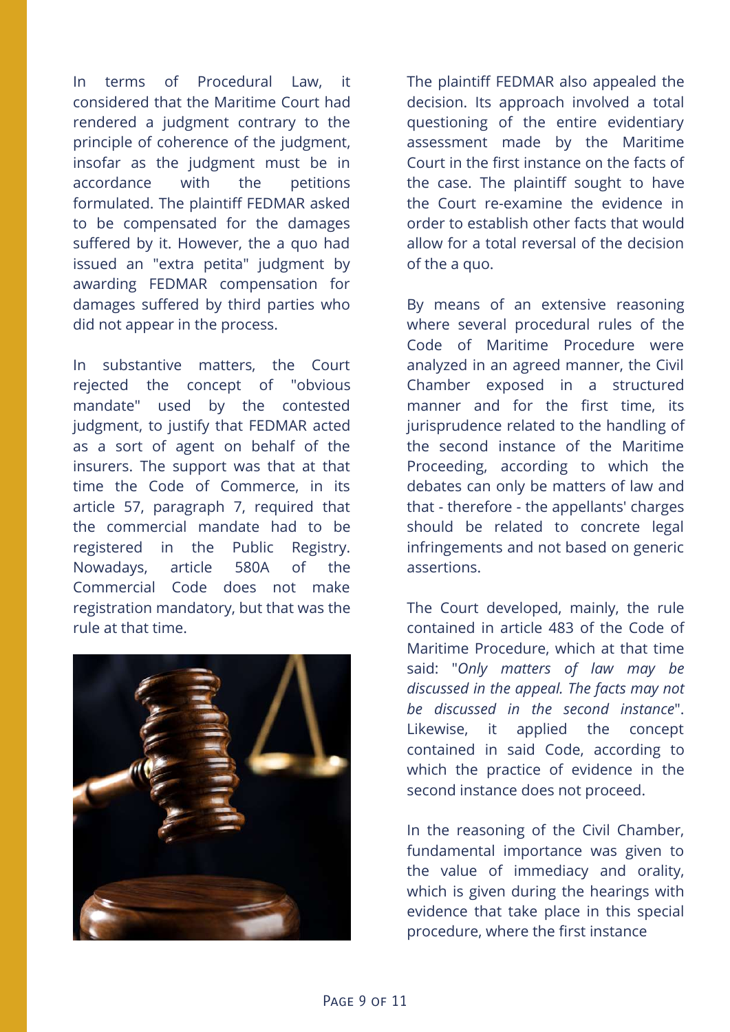In terms of Procedural Law, it considered that the Maritime Court had rendered a judgment contrary to the principle of coherence of the judgment, insofar as the judgment must be in accordance with the petitions formulated. The plaintiff FEDMAR asked to be compensated for the damages suffered by it. However, the a quo had issued an "extra petita" judgment by awarding FEDMAR compensation for damages suffered by third parties who did not appear in the process.

In substantive matters, the Court rejected the concept of "obvious mandate" used by the contested judgment, to justify that FEDMAR acted as a sort of agent on behalf of the insurers. The support was that at that time the Code of Commerce, in its article 57, paragraph 7, required that the commercial mandate had to be registered in the Public Registry. Nowadays, article 580A of the Commercial Code does not make registration mandatory, but that was the rule at that time.

The plaintiff FEDMAR also appealed the decision. Its approach involved a total questioning of the entire evidentiary assessment made by the Maritime Court in the first instance on the facts of the case. The plaintiff sought to have the Court re-examine the evidence in order to establish other facts that would allow for a total reversal of the decision of the a quo.

By means of an extensive reasoning where several procedural rules of the Code of Maritime Procedure were analyzed in an agreed manner, the Civil Chamber exposed in a structured manner and for the first time, its jurisprudence related to the handling of the second instance of the Maritime Proceeding, according to which the debates can only be matters of law and that - therefore - the appellants' charges should be related to concrete legal infringements and not based on generic assertions.

The Court developed, mainly, the rule contained in article 483 of the Code of Maritime Procedure, which at that time said: "*Only matters of law may be discussed in the appeal. The facts may not be discussed in the second instance*". Likewise, it applied the concept contained in said Code, according to which the practice of evidence in the second instance does not proceed.

In the reasoning of the Civil Chamber, fundamental importance was given to the value of immediacy and orality, which is given during the hearings with evidence that take place in this special procedure, where the first instance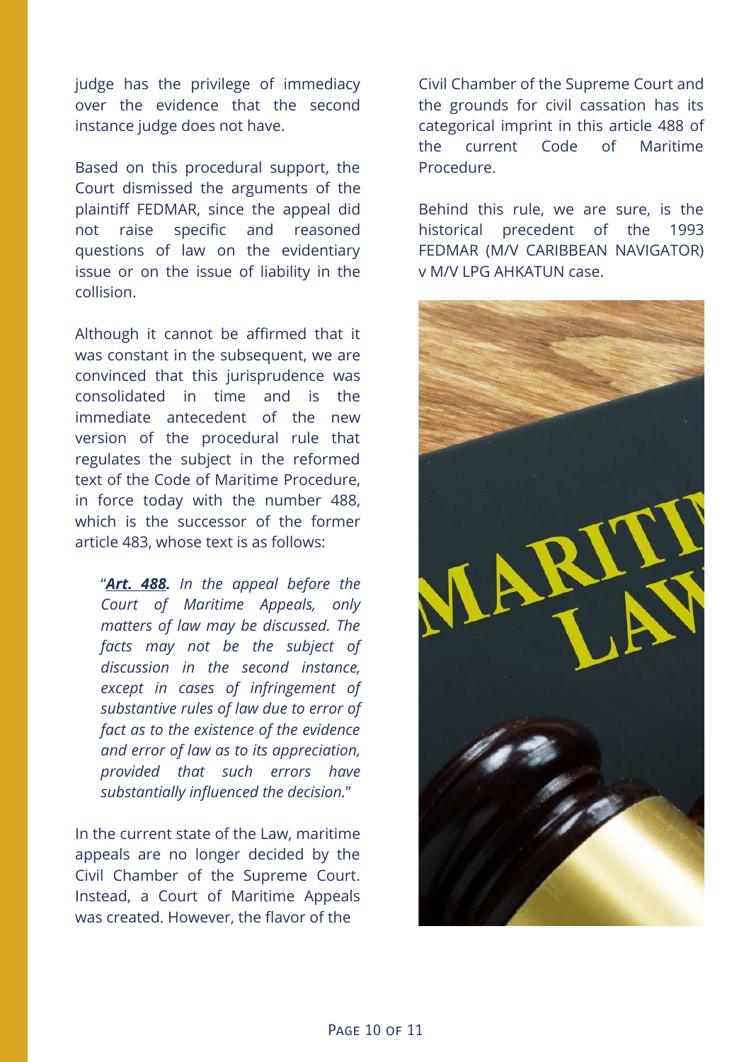judge has the privilege of immediacy over the evidence that the second instance judge does not have.

Based on this procedural support, the Court dismissed the arguments of the plaintiff FEDMAR, since the appeal did not raise specific and reasoned questions of law on the evidentiary issue or on the issue of liability in the collision.

Although it cannot be affirmed that it was constant in the subsequent, we are convinced that this jurisprudence was consolidated in time and is the immediate antecedent of the new version of the procedural rule that regulates the subject in the reformed text of the Code of Maritime Procedure, in force today with the number 488, which is the successor of the former article 483, whose text is as follows:

> "***Art. 488.*** *In the appeal before the Court of Maritime Appeals, only matters of law may be discussed. The facts may not be the subject of discussion in the second instance, except in cases of infringement of substantive rules of law due to error of fact as to the existence of the evidence and error of law as to its appreciation, provided that such errors have substantially influenced the decision.*"

In the current state of the Law, maritime appeals are no longer decided by the Civil Chamber of the Supreme Court. Instead, a Court of Maritime Appeals was created. However, the flavor of the Civil Chamber of the Supreme Court and the grounds for civil cassation has its categorical imprint in this article 488 of the current Code of Maritime Procedure.

Behind this rule, we are sure, is the historical precedent of the 1993 FEDMAR (M/V CARIBBEAN NAVIGATOR) v M/V LPG AHKATUN case.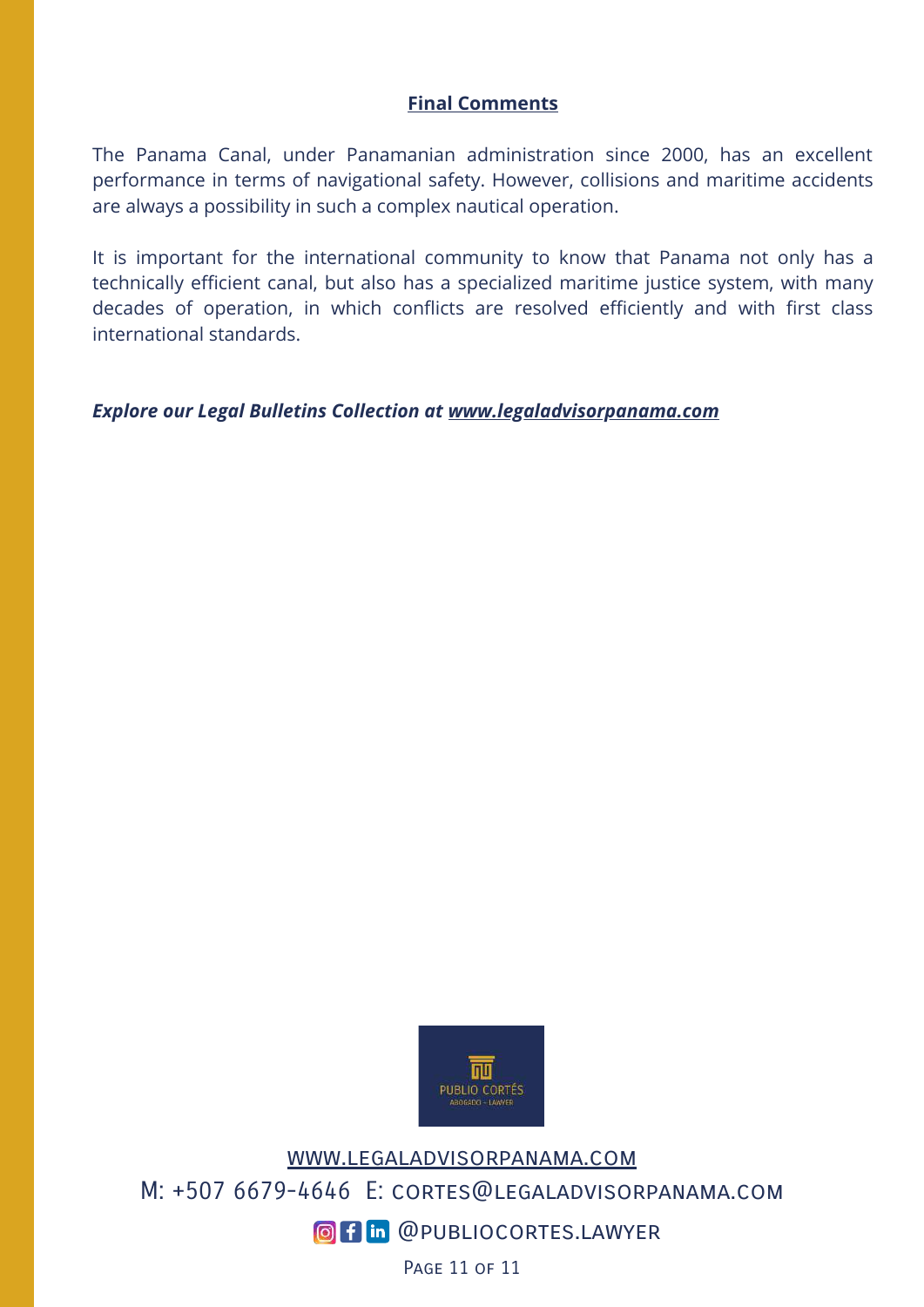## Final Comments

The Panama Canal, under Panamanian administration since 2000, has an excellent performance in terms of navigational safety. However, collisions and maritime accidents are always a possibility in such a complex nautical operation.

It is important for the international community to know that Panama not only has a technically efficient canal, but also has a specialized maritime justice system, with many decades of operation, in which conflicts are resolved efficiently and with first class international standards.

***Explore our Legal Bulletins Collection at [www.legaladvisorpanama.com](http://www.legaladvisorpanama.com)***

PUBLIO CORTÉS
ABOGADO – LAWYER

WWW.LEGALADVISORPANAMA.COM

M: +507 6679-4646 E: CORTES@LEGALADVISORPANAMA.COM

@PUBLIOCORTES.LAWYER